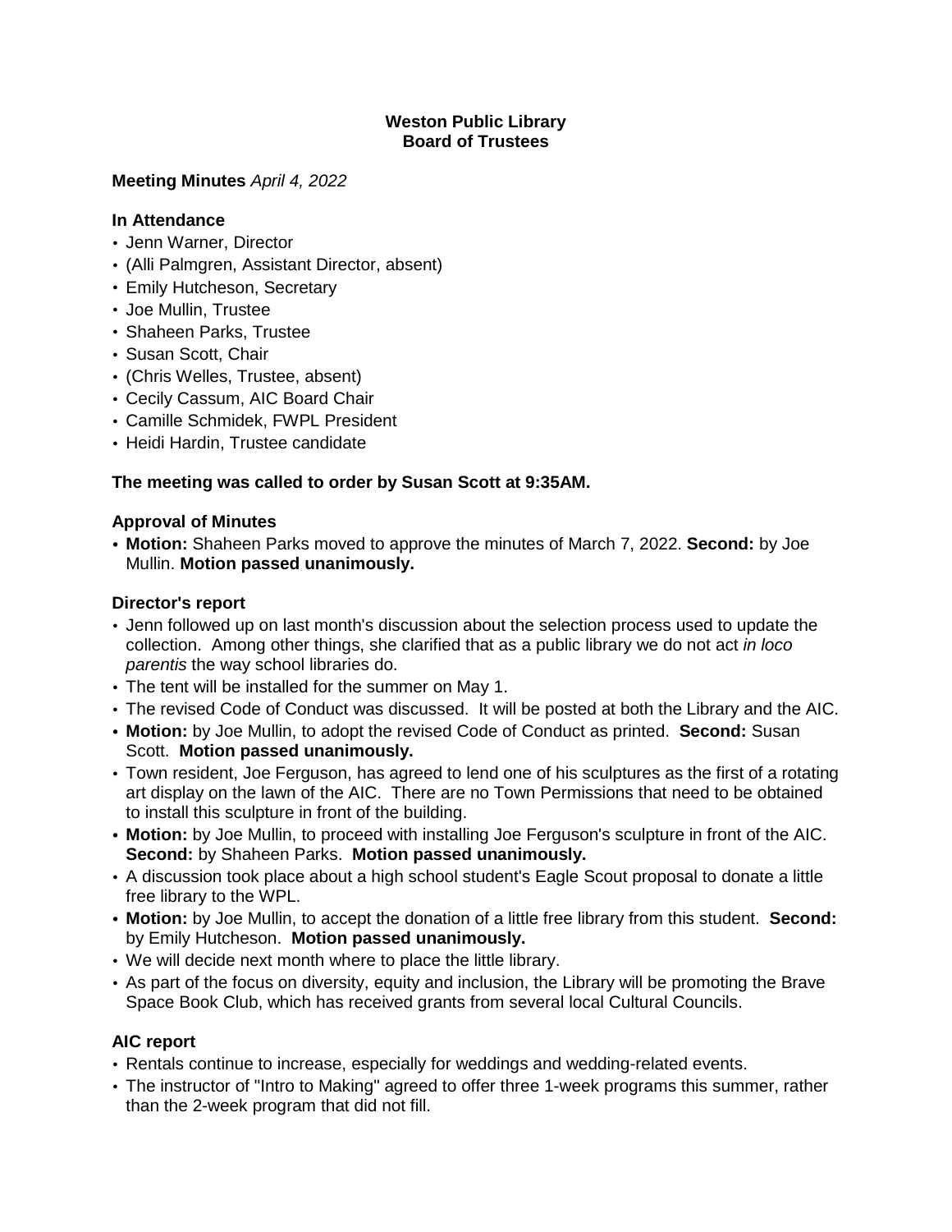**Weston Public Library**
**Board of Trustees**

**Meeting Minutes** *April 4, 2022*

### In Attendance

- Jenn Warner, Director
- (Alli Palmgren, Assistant Director, absent)
- Emily Hutcheson, Secretary
- Joe Mullin, Trustee
- Shaheen Parks, Trustee
- Susan Scott, Chair
- (Chris Welles, Trustee, absent)
- Cecily Cassum, AIC Board Chair
- Camille Schmidek, FWPL President
- Heidi Hardin, Trustee candidate

**The meeting was called to order by Susan Scott at 9:35AM.**

### Approval of Minutes

- **Motion:** Shaheen Parks moved to approve the minutes of March 7, 2022. **Second:** by Joe Mullin. **Motion passed unanimously.**

### Director's report

- Jenn followed up on last month's discussion about the selection process used to update the collection. Among other things, she clarified that as a public library we do not act *in loco parentis* the way school libraries do.
- The tent will be installed for the summer on May 1.
- The revised Code of Conduct was discussed. It will be posted at both the Library and the AIC.
- **Motion:** by Joe Mullin, to adopt the revised Code of Conduct as printed. **Second:** Susan Scott. **Motion passed unanimously.**
- Town resident, Joe Ferguson, has agreed to lend one of his sculptures as the first of a rotating art display on the lawn of the AIC. There are no Town Permissions that need to be obtained to install this sculpture in front of the building.
- **Motion:** by Joe Mullin, to proceed with installing Joe Ferguson's sculpture in front of the AIC. **Second:** by Shaheen Parks. **Motion passed unanimously.**
- A discussion took place about a high school student's Eagle Scout proposal to donate a little free library to the WPL.
- **Motion:** by Joe Mullin, to accept the donation of a little free library from this student. **Second:** by Emily Hutcheson. **Motion passed unanimously.**
- We will decide next month where to place the little library.
- As part of the focus on diversity, equity and inclusion, the Library will be promoting the Brave Space Book Club, which has received grants from several local Cultural Councils.

### AIC report

- Rentals continue to increase, especially for weddings and wedding-related events.
- The instructor of "Intro to Making" agreed to offer three 1-week programs this summer, rather than the 2-week program that did not fill.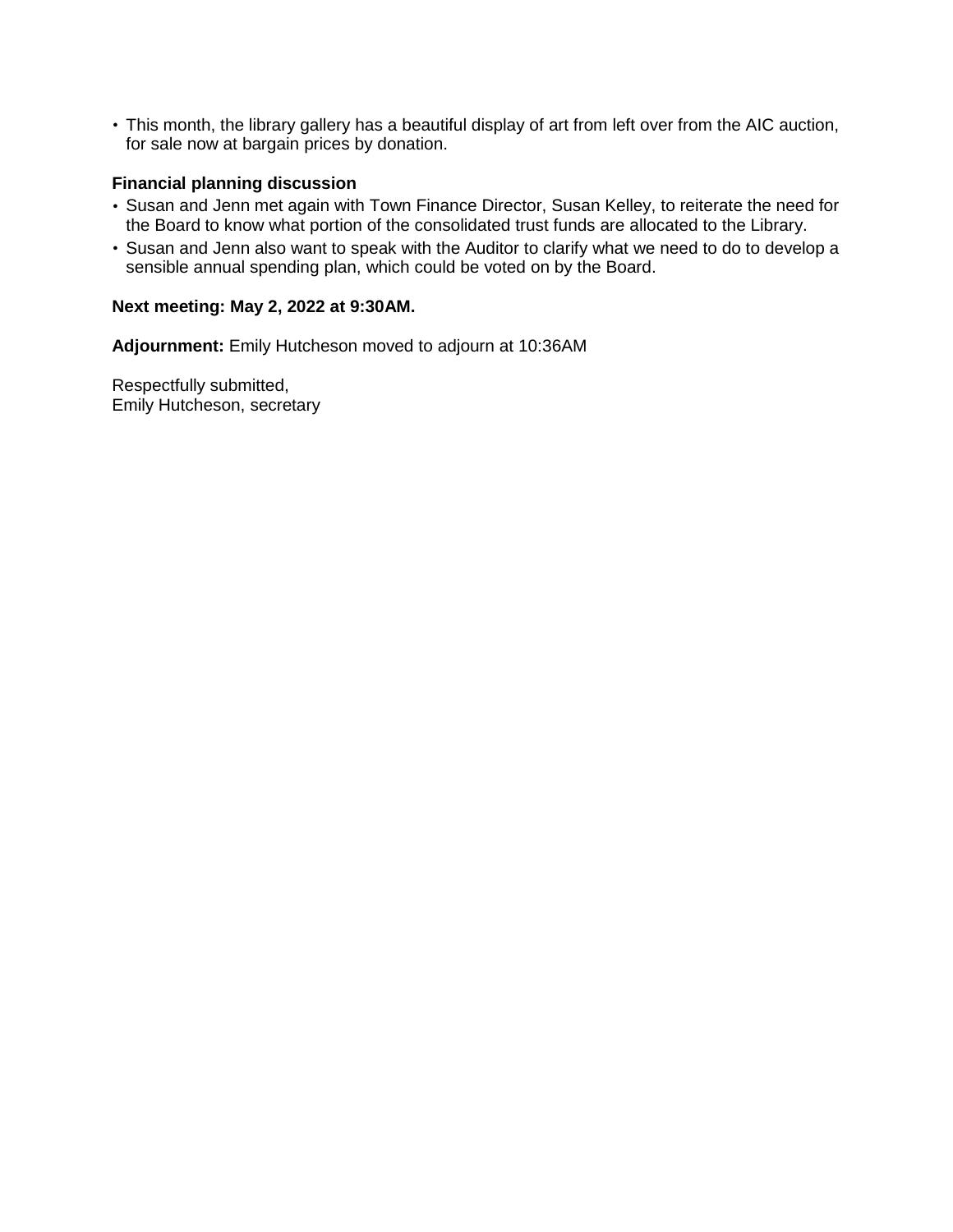- This month, the library gallery has a beautiful display of art from left over from the AIC auction, for sale now at bargain prices by donation.

**Financial planning discussion**

- Susan and Jenn met again with Town Finance Director, Susan Kelley, to reiterate the need for the Board to know what portion of the consolidated trust funds are allocated to the Library.
- Susan and Jenn also want to speak with the Auditor to clarify what we need to do to develop a sensible annual spending plan, which could be voted on by the Board.

**Next meeting: May 2, 2022 at 9:30AM.**

**Adjournment:** Emily Hutcheson moved to adjourn at 10:36AM

Respectfully submitted,
Emily Hutcheson, secretary